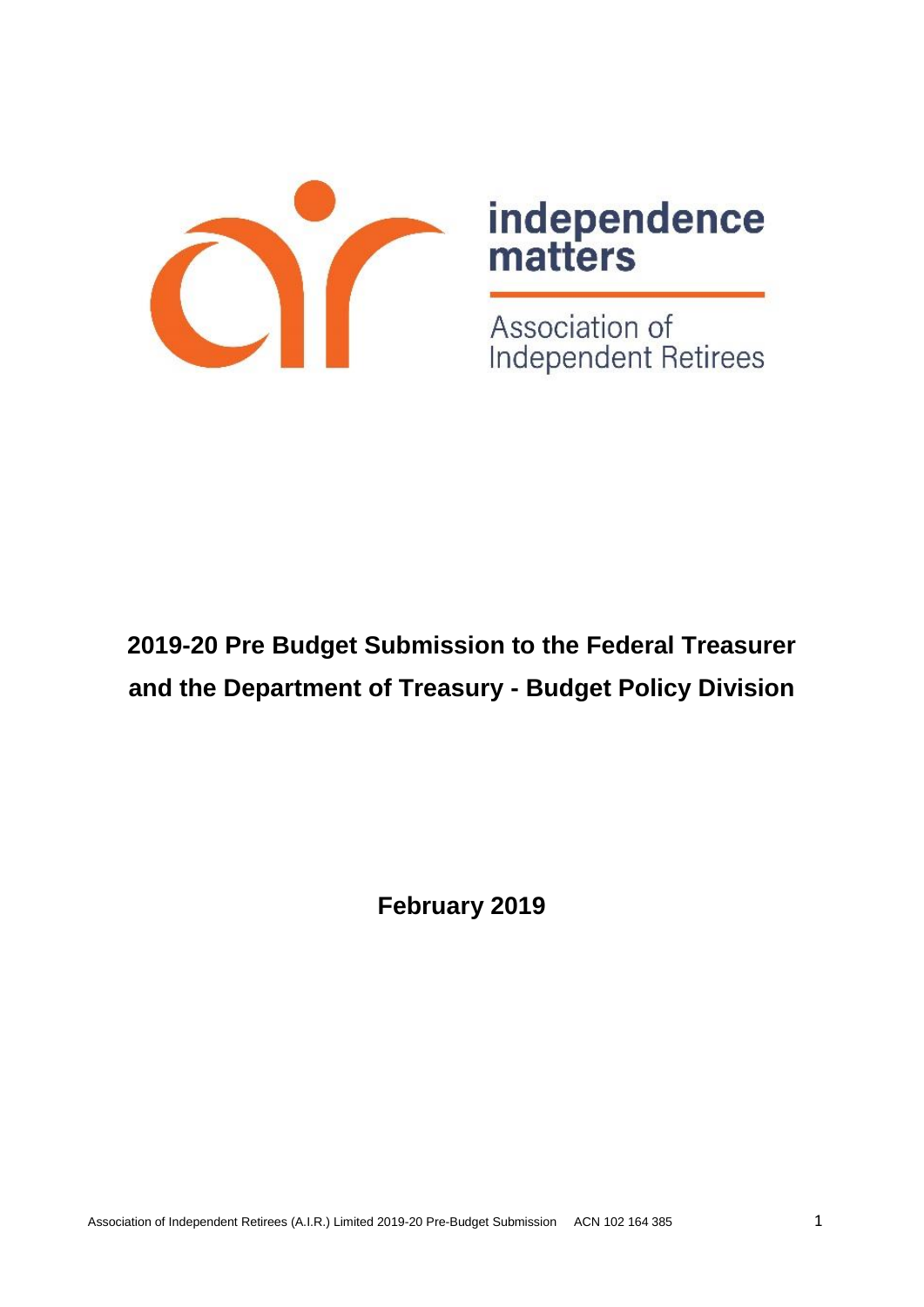independence matters

Association of Independent Retirees

# 2019-20 Pre Budget Submission to the Federal Treasurer and the Department of Treasury - Budget Policy Division

**February 2019**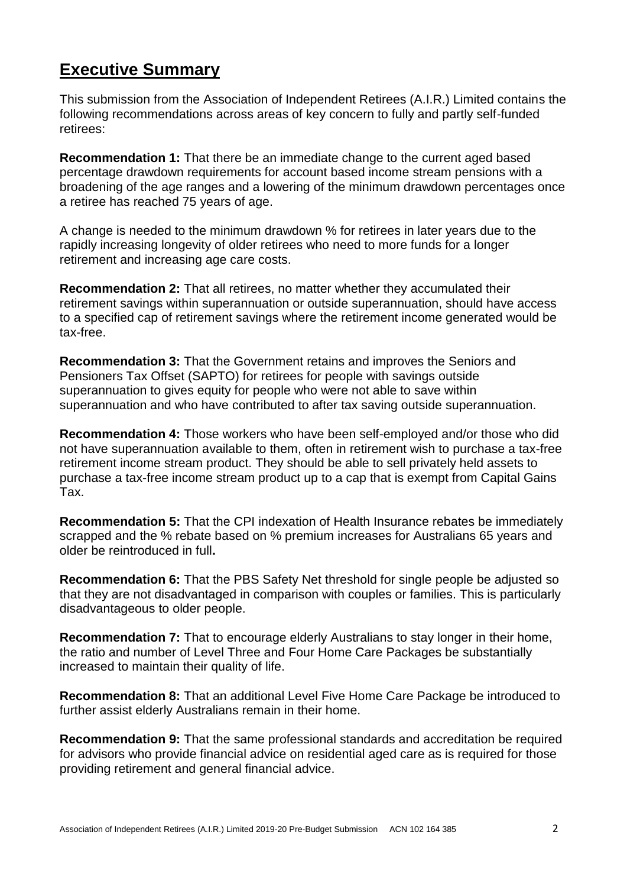# Executive Summary

This submission from the Association of Independent Retirees (A.I.R.) Limited contains the following recommendations across areas of key concern to fully and partly self-funded retirees:

**Recommendation 1:** That there be an immediate change to the current aged based percentage drawdown requirements for account based income stream pensions with a broadening of the age ranges and a lowering of the minimum drawdown percentages once a retiree has reached 75 years of age.

A change is needed to the minimum drawdown % for retirees in later years due to the rapidly increasing longevity of older retirees who need to more funds for a longer retirement and increasing age care costs.

**Recommendation 2:** That all retirees, no matter whether they accumulated their retirement savings within superannuation or outside superannuation, should have access to a specified cap of retirement savings where the retirement income generated would be tax-free.

**Recommendation 3:** That the Government retains and improves the Seniors and Pensioners Tax Offset (SAPTO) for retirees for people with savings outside superannuation to gives equity for people who were not able to save within superannuation and who have contributed to after tax saving outside superannuation.

**Recommendation 4:** Those workers who have been self-employed and/or those who did not have superannuation available to them, often in retirement wish to purchase a tax-free retirement income stream product. They should be able to sell privately held assets to purchase a tax-free income stream product up to a cap that is exempt from Capital Gains Tax.

**Recommendation 5:** That the CPI indexation of Health Insurance rebates be immediately scrapped and the % rebate based on % premium increases for Australians 65 years and older be reintroduced in full**.**

**Recommendation 6:** That the PBS Safety Net threshold for single people be adjusted so that they are not disadvantaged in comparison with couples or families. This is particularly disadvantageous to older people.

**Recommendation 7:** That to encourage elderly Australians to stay longer in their home, the ratio and number of Level Three and Four Home Care Packages be substantially increased to maintain their quality of life.

**Recommendation 8:** That an additional Level Five Home Care Package be introduced to further assist elderly Australians remain in their home.

**Recommendation 9:** That the same professional standards and accreditation be required for advisors who provide financial advice on residential aged care as is required for those providing retirement and general financial advice.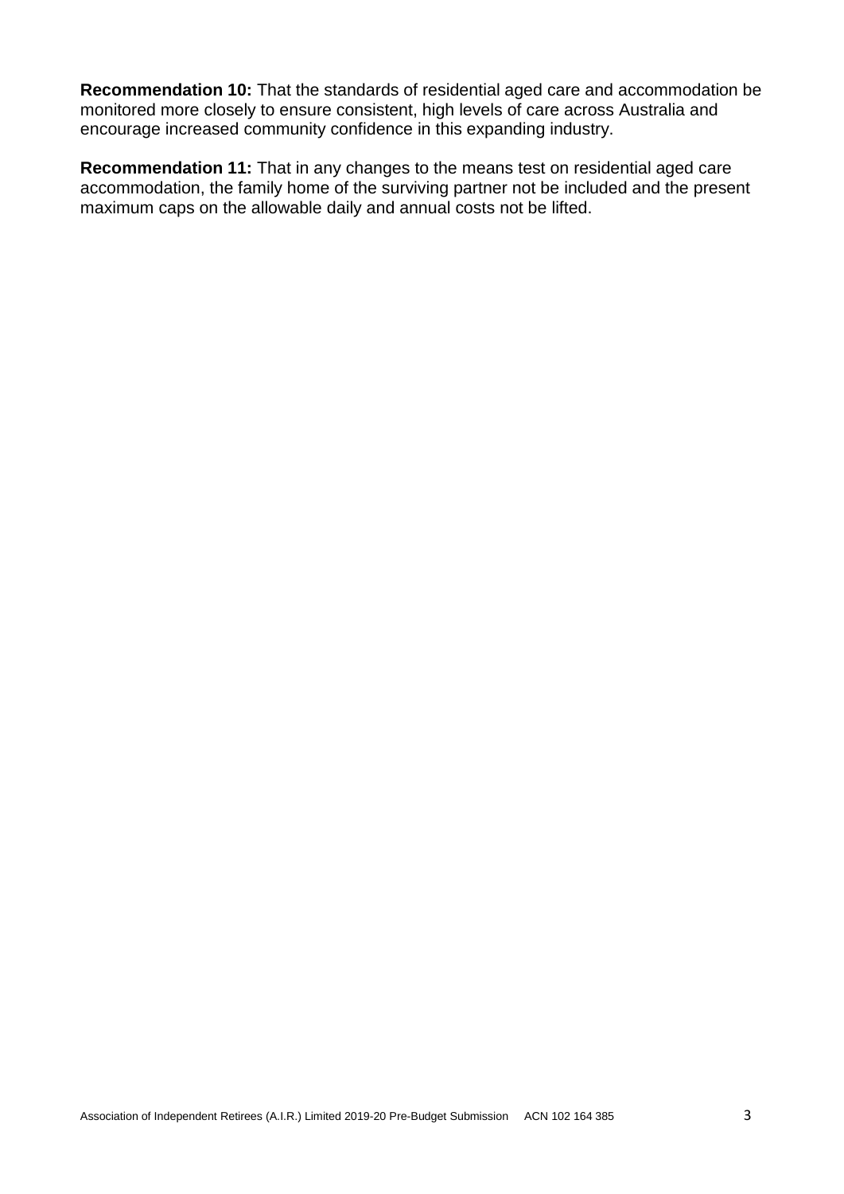**Recommendation 10:** That the standards of residential aged care and accommodation be monitored more closely to ensure consistent, high levels of care across Australia and encourage increased community confidence in this expanding industry.

**Recommendation 11:** That in any changes to the means test on residential aged care accommodation, the family home of the surviving partner not be included and the present maximum caps on the allowable daily and annual costs not be lifted.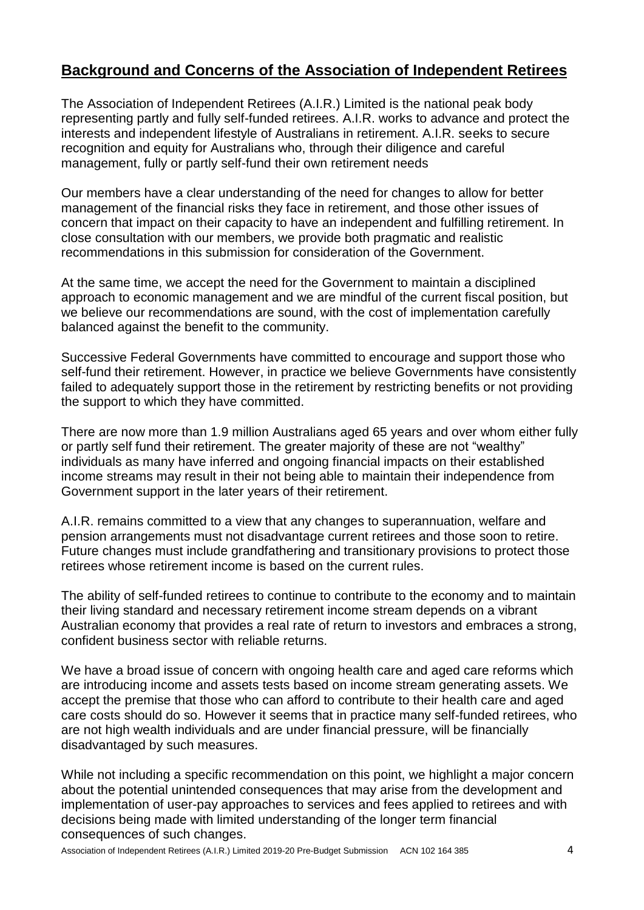## **Background and Concerns of the Association of Independent Retirees**

The Association of Independent Retirees (A.I.R.) Limited is the national peak body representing partly and fully self-funded retirees. A.I.R. works to advance and protect the interests and independent lifestyle of Australians in retirement. A.I.R. seeks to secure recognition and equity for Australians who, through their diligence and careful management, fully or partly self-fund their own retirement needs

Our members have a clear understanding of the need for changes to allow for better management of the financial risks they face in retirement, and those other issues of concern that impact on their capacity to have an independent and fulfilling retirement. In close consultation with our members, we provide both pragmatic and realistic recommendations in this submission for consideration of the Government.

At the same time, we accept the need for the Government to maintain a disciplined approach to economic management and we are mindful of the current fiscal position, but we believe our recommendations are sound, with the cost of implementation carefully balanced against the benefit to the community.

Successive Federal Governments have committed to encourage and support those who self-fund their retirement. However, in practice we believe Governments have consistently failed to adequately support those in the retirement by restricting benefits or not providing the support to which they have committed.

There are now more than 1.9 million Australians aged 65 years and over whom either fully or partly self fund their retirement. The greater majority of these are not "wealthy" individuals as many have inferred and ongoing financial impacts on their established income streams may result in their not being able to maintain their independence from Government support in the later years of their retirement.

A.I.R. remains committed to a view that any changes to superannuation, welfare and pension arrangements must not disadvantage current retirees and those soon to retire. Future changes must include grandfathering and transitionary provisions to protect those retirees whose retirement income is based on the current rules.

The ability of self-funded retirees to continue to contribute to the economy and to maintain their living standard and necessary retirement income stream depends on a vibrant Australian economy that provides a real rate of return to investors and embraces a strong, confident business sector with reliable returns.

We have a broad issue of concern with ongoing health care and aged care reforms which are introducing income and assets tests based on income stream generating assets. We accept the premise that those who can afford to contribute to their health care and aged care costs should do so. However it seems that in practice many self-funded retirees, who are not high wealth individuals and are under financial pressure, will be financially disadvantaged by such measures.

While not including a specific recommendation on this point, we highlight a major concern about the potential unintended consequences that may arise from the development and implementation of user-pay approaches to services and fees applied to retirees and with decisions being made with limited understanding of the longer term financial consequences of such changes.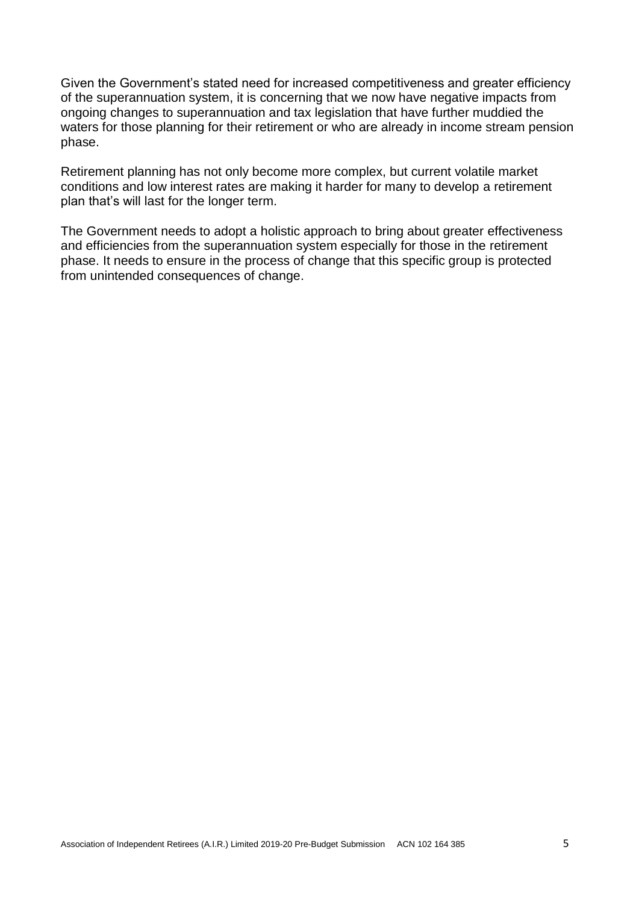Given the Government's stated need for increased competitiveness and greater efficiency of the superannuation system, it is concerning that we now have negative impacts from ongoing changes to superannuation and tax legislation that have further muddied the waters for those planning for their retirement or who are already in income stream pension phase.

Retirement planning has not only become more complex, but current volatile market conditions and low interest rates are making it harder for many to develop a retirement plan that's will last for the longer term.

The Government needs to adopt a holistic approach to bring about greater effectiveness and efficiencies from the superannuation system especially for those in the retirement phase. It needs to ensure in the process of change that this specific group is protected from unintended consequences of change.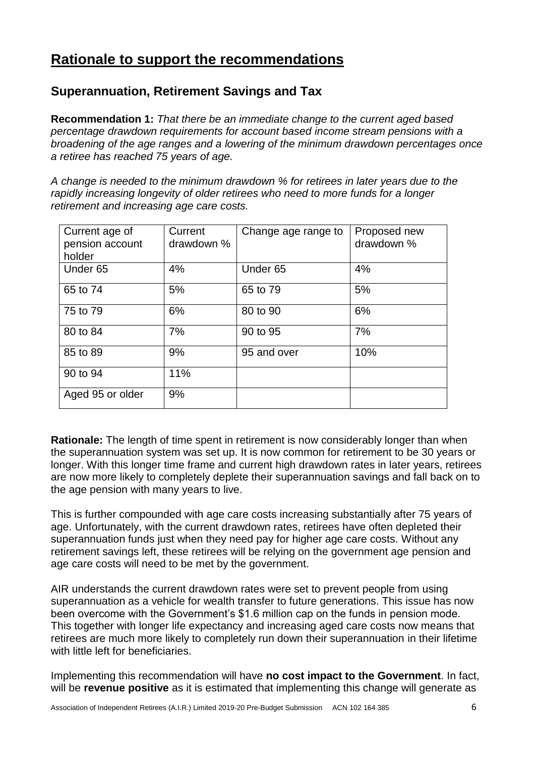# Rationale to support the recommendations

## Superannuation, Retirement Savings and Tax

**Recommendation 1:** *That there be an immediate change to the current aged based percentage drawdown requirements for account based income stream pensions with a broadening of the age ranges and a lowering of the minimum drawdown percentages once a retiree has reached 75 years of age.*

*A change is needed to the minimum drawdown % for retirees in later years due to the rapidly increasing longevity of older retirees who need to more funds for a longer retirement and increasing age care costs.*

| Current age of pension account holder | Current drawdown % | Change age range to | Proposed new drawdown % |
|---|---|---|---|
| Under 65 | 4% | Under 65 | 4% |
| 65 to 74 | 5% | 65 to 79 | 5% |
| 75 to 79 | 6% | 80 to 90 | 6% |
| 80 to 84 | 7% | 90 to 95 | 7% |
| 85 to 89 | 9% | 95 and over | 10% |
| 90 to 94 | 11% | | |
| Aged 95 or older | 9% | | |

**Rationale:** The length of time spent in retirement is now considerably longer than when the superannuation system was set up. It is now common for retirement to be 30 years or longer. With this longer time frame and current high drawdown rates in later years, retirees are now more likely to completely deplete their superannuation savings and fall back on to the age pension with many years to live.

This is further compounded with age care costs increasing substantially after 75 years of age. Unfortunately, with the current drawdown rates, retirees have often depleted their superannuation funds just when they need pay for higher age care costs. Without any retirement savings left, these retirees will be relying on the government age pension and age care costs will need to be met by the government.

AIR understands the current drawdown rates were set to prevent people from using superannuation as a vehicle for wealth transfer to future generations. This issue has now been overcome with the Government's $1.6 million cap on the funds in pension mode. This together with longer life expectancy and increasing aged care costs now means that retirees are much more likely to completely run down their superannuation in their lifetime with little left for beneficiaries.

Implementing this recommendation will have **no cost impact to the Government**. In fact, will be **revenue positive** as it is estimated that implementing this change will generate as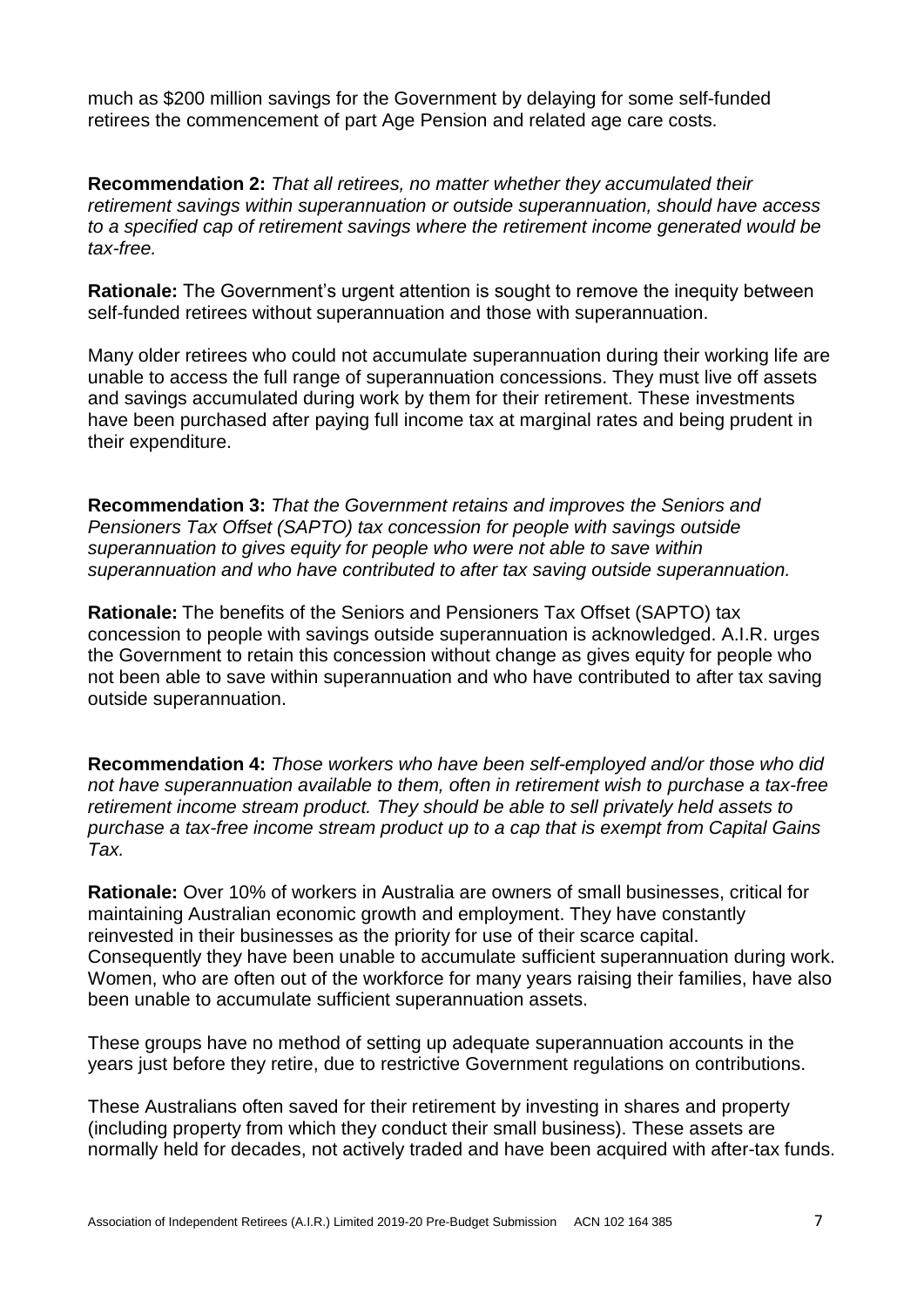much as $200 million savings for the Government by delaying for some self-funded retirees the commencement of part Age Pension and related age care costs.

**Recommendation 2:** *That all retirees, no matter whether they accumulated their retirement savings within superannuation or outside superannuation, should have access to a specified cap of retirement savings where the retirement income generated would be tax-free.*

**Rationale:** The Government's urgent attention is sought to remove the inequity between self-funded retirees without superannuation and those with superannuation.

Many older retirees who could not accumulate superannuation during their working life are unable to access the full range of superannuation concessions. They must live off assets and savings accumulated during work by them for their retirement. These investments have been purchased after paying full income tax at marginal rates and being prudent in their expenditure.

**Recommendation 3:** *That the Government retains and improves the Seniors and Pensioners Tax Offset (SAPTO) tax concession for people with savings outside superannuation to gives equity for people who were not able to save within superannuation and who have contributed to after tax saving outside superannuation.*

**Rationale:** The benefits of the Seniors and Pensioners Tax Offset (SAPTO) tax concession to people with savings outside superannuation is acknowledged. A.I.R. urges the Government to retain this concession without change as gives equity for people who not been able to save within superannuation and who have contributed to after tax saving outside superannuation.

**Recommendation 4:** *Those workers who have been self-employed and/or those who did not have superannuation available to them, often in retirement wish to purchase a tax-free retirement income stream product. They should be able to sell privately held assets to purchase a tax-free income stream product up to a cap that is exempt from Capital Gains Tax.*

**Rationale:** Over 10% of workers in Australia are owners of small businesses, critical for maintaining Australian economic growth and employment. They have constantly reinvested in their businesses as the priority for use of their scarce capital. Consequently they have been unable to accumulate sufficient superannuation during work. Women, who are often out of the workforce for many years raising their families, have also been unable to accumulate sufficient superannuation assets.

These groups have no method of setting up adequate superannuation accounts in the years just before they retire, due to restrictive Government regulations on contributions.

These Australians often saved for their retirement by investing in shares and property (including property from which they conduct their small business). These assets are normally held for decades, not actively traded and have been acquired with after-tax funds.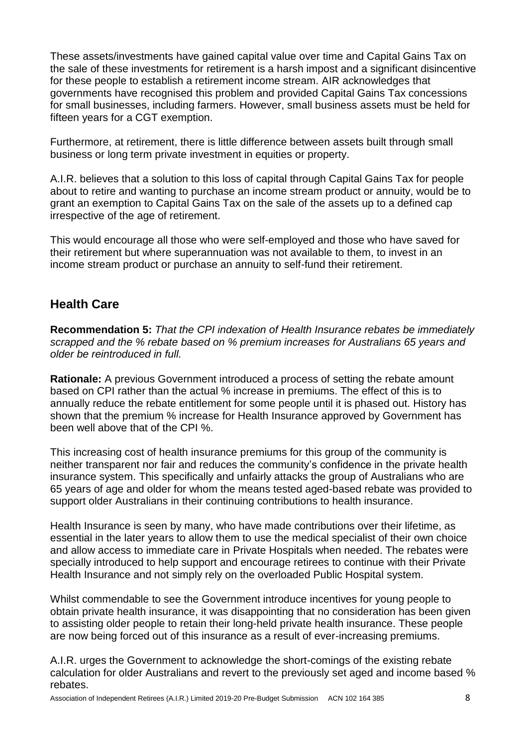These assets/investments have gained capital value over time and Capital Gains Tax on the sale of these investments for retirement is a harsh impost and a significant disincentive for these people to establish a retirement income stream. AIR acknowledges that governments have recognised this problem and provided Capital Gains Tax concessions for small businesses, including farmers. However, small business assets must be held for fifteen years for a CGT exemption.

Furthermore, at retirement, there is little difference between assets built through small business or long term private investment in equities or property.

A.I.R. believes that a solution to this loss of capital through Capital Gains Tax for people about to retire and wanting to purchase an income stream product or annuity, would be to grant an exemption to Capital Gains Tax on the sale of the assets up to a defined cap irrespective of the age of retirement.

This would encourage all those who were self-employed and those who have saved for their retirement but where superannuation was not available to them, to invest in an income stream product or purchase an annuity to self-fund their retirement.

## Health Care

**Recommendation 5:** *That the CPI indexation of Health Insurance rebates be immediately scrapped and the % rebate based on % premium increases for Australians 65 years and older be reintroduced in full.*

**Rationale:** A previous Government introduced a process of setting the rebate amount based on CPI rather than the actual % increase in premiums. The effect of this is to annually reduce the rebate entitlement for some people until it is phased out. History has shown that the premium % increase for Health Insurance approved by Government has been well above that of the CPI %.

This increasing cost of health insurance premiums for this group of the community is neither transparent nor fair and reduces the community's confidence in the private health insurance system. This specifically and unfairly attacks the group of Australians who are 65 years of age and older for whom the means tested aged-based rebate was provided to support older Australians in their continuing contributions to health insurance.

Health Insurance is seen by many, who have made contributions over their lifetime, as essential in the later years to allow them to use the medical specialist of their own choice and allow access to immediate care in Private Hospitals when needed. The rebates were specially introduced to help support and encourage retirees to continue with their Private Health Insurance and not simply rely on the overloaded Public Hospital system.

Whilst commendable to see the Government introduce incentives for young people to obtain private health insurance, it was disappointing that no consideration has been given to assisting older people to retain their long-held private health insurance. These people are now being forced out of this insurance as a result of ever-increasing premiums.

A.I.R. urges the Government to acknowledge the short-comings of the existing rebate calculation for older Australians and revert to the previously set aged and income based % rebates.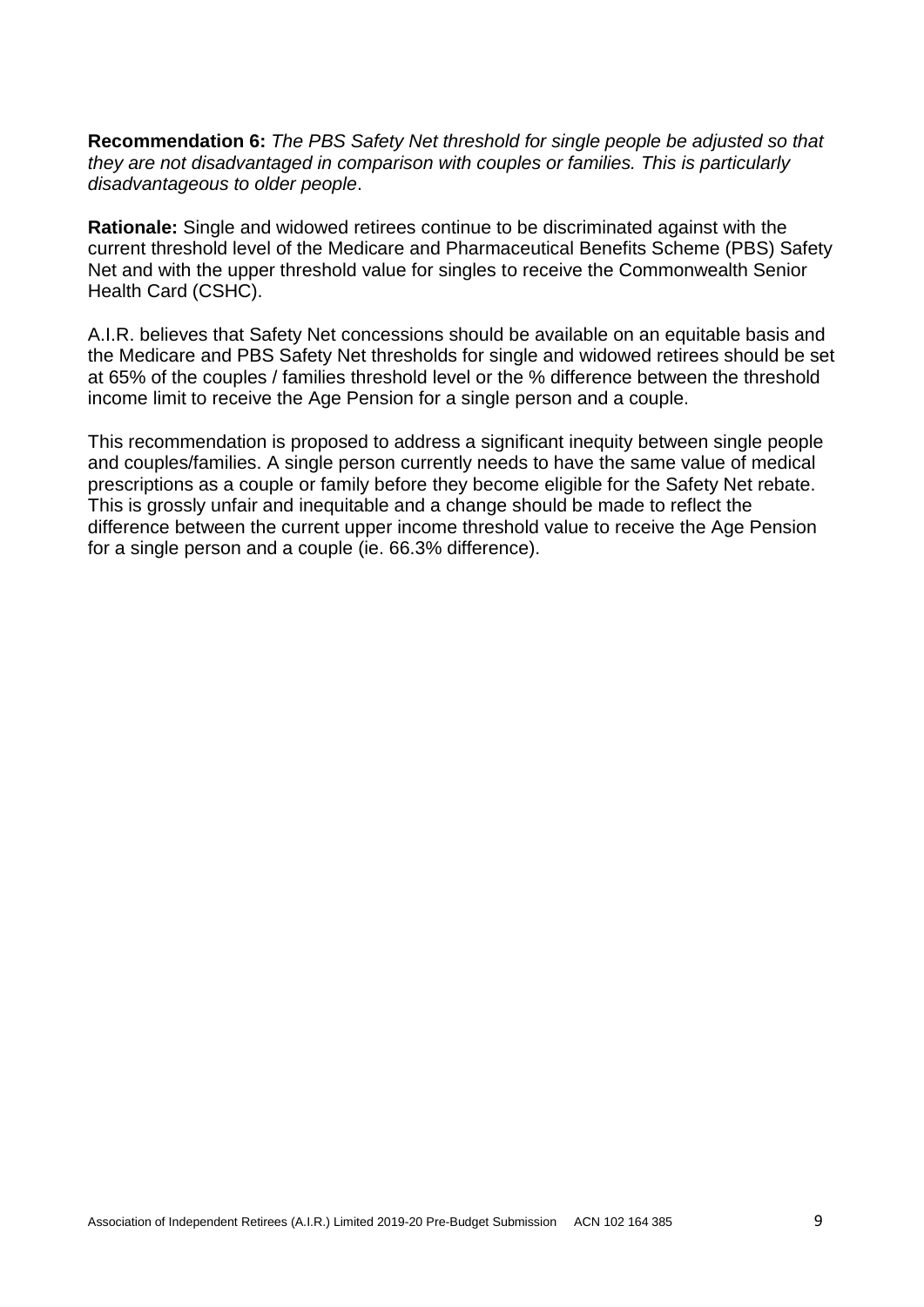**Recommendation 6:** *The PBS Safety Net threshold for single people be adjusted so that they are not disadvantaged in comparison with couples or families. This is particularly disadvantageous to older people*.

**Rationale:** Single and widowed retirees continue to be discriminated against with the current threshold level of the Medicare and Pharmaceutical Benefits Scheme (PBS) Safety Net and with the upper threshold value for singles to receive the Commonwealth Senior Health Card (CSHC).

A.I.R. believes that Safety Net concessions should be available on an equitable basis and the Medicare and PBS Safety Net thresholds for single and widowed retirees should be set at 65% of the couples / families threshold level or the % difference between the threshold income limit to receive the Age Pension for a single person and a couple.

This recommendation is proposed to address a significant inequity between single people and couples/families. A single person currently needs to have the same value of medical prescriptions as a couple or family before they become eligible for the Safety Net rebate. This is grossly unfair and inequitable and a change should be made to reflect the difference between the current upper income threshold value to receive the Age Pension for a single person and a couple (ie. 66.3% difference).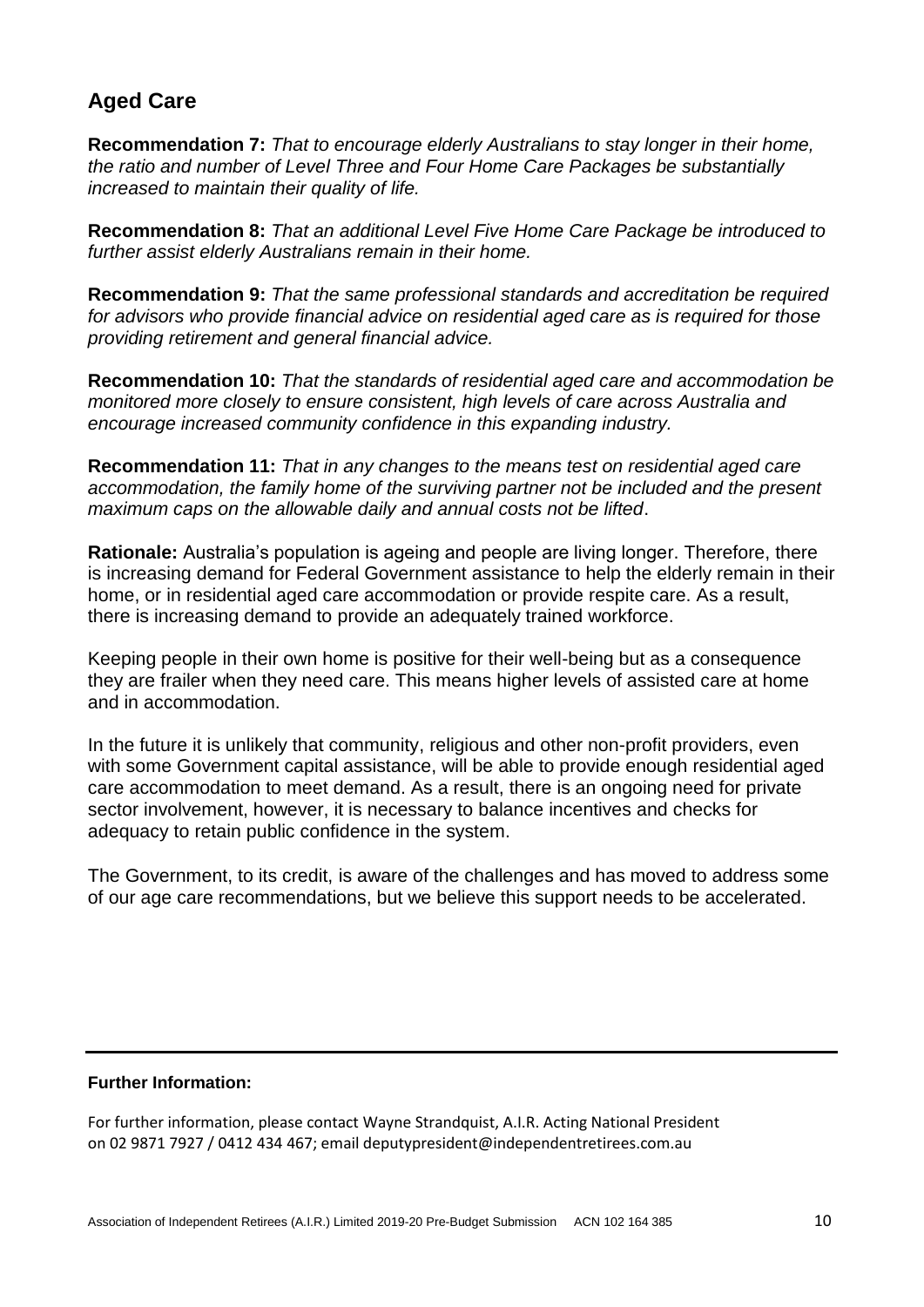## Aged Care

**Recommendation 7:** *That to encourage elderly Australians to stay longer in their home, the ratio and number of Level Three and Four Home Care Packages be substantially increased to maintain their quality of life.*

**Recommendation 8:** *That an additional Level Five Home Care Package be introduced to further assist elderly Australians remain in their home.*

**Recommendation 9:** *That the same professional standards and accreditation be required for advisors who provide financial advice on residential aged care as is required for those providing retirement and general financial advice.*

**Recommendation 10:** *That the standards of residential aged care and accommodation be monitored more closely to ensure consistent, high levels of care across Australia and encourage increased community confidence in this expanding industry.*

**Recommendation 11:** *That in any changes to the means test on residential aged care accommodation, the family home of the surviving partner not be included and the present maximum caps on the allowable daily and annual costs not be lifted*.

**Rationale:** Australia's population is ageing and people are living longer. Therefore, there is increasing demand for Federal Government assistance to help the elderly remain in their home, or in residential aged care accommodation or provide respite care. As a result, there is increasing demand to provide an adequately trained workforce.

Keeping people in their own home is positive for their well-being but as a consequence they are frailer when they need care. This means higher levels of assisted care at home and in accommodation.

In the future it is unlikely that community, religious and other non-profit providers, even with some Government capital assistance, will be able to provide enough residential aged care accommodation to meet demand. As a result, there is an ongoing need for private sector involvement, however, it is necessary to balance incentives and checks for adequacy to retain public confidence in the system.

The Government, to its credit, is aware of the challenges and has moved to address some of our age care recommendations, but we believe this support needs to be accelerated.

---

**Further Information:**

For further information, please contact Wayne Strandquist, A.I.R. Acting National President on 02 9871 7927 / 0412 434 467; email deputypresident@independentretirees.com.au